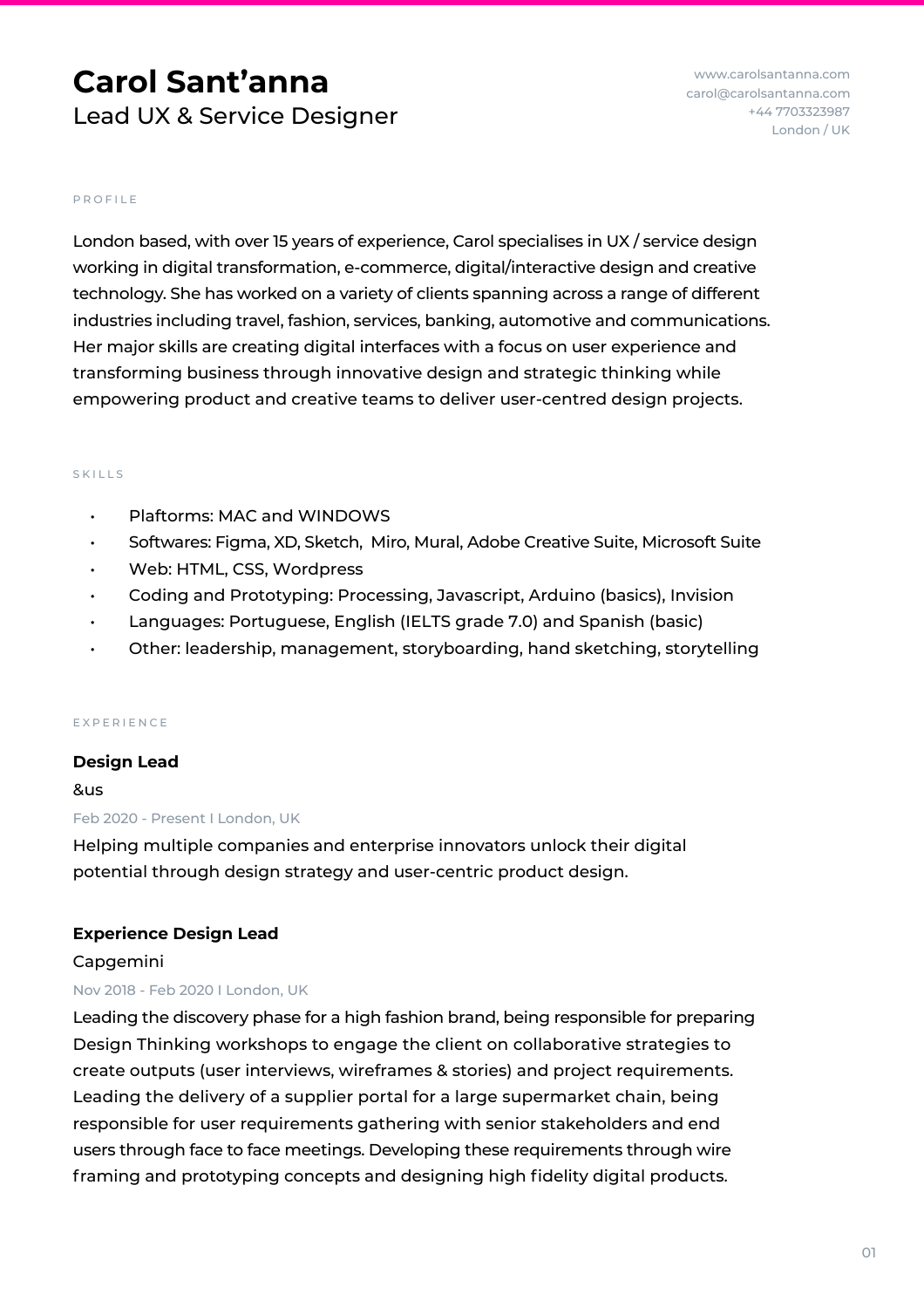# Carol Sant’anna

Lead UX & Service Designer

www.carolsantanna.com
carol@carolsantanna.com
+44 7703323987
London / UK

## PROFILE

London based, with over 15 years of experience, Carol specialises in UX / service design working in digital transformation, e-commerce, digital/interactive design and creative technology. She has worked on a variety of clients spanning across a range of different industries including travel, fashion, services, banking, automotive and communications. Her major skills are creating digital interfaces with a focus on user experience and transforming business through innovative design and strategic thinking while empowering product and creative teams to deliver user-centred design projects.

## SKILLS

- Plaftorms: MAC and WINDOWS
- Softwares: Figma, XD, Sketch, Miro, Mural, Adobe Creative Suite, Microsoft Suite
- Web: HTML, CSS, Wordpress
- Coding and Prototyping: Processing, Javascript, Arduino (basics), Invision
- Languages: Portuguese, English (IELTS grade 7.0) and Spanish (basic)
- Other: leadership, management, storyboarding, hand sketching, storytelling

## EXPERIENCE

**Design Lead**

&us

Feb 2020 - Present I London, UK

Helping multiple companies and enterprise innovators unlock their digital potential through design strategy and user-centric product design.

**Experience Design Lead**

Capgemini

Nov 2018 - Feb 2020 I London, UK

Leading the discovery phase for a high fashion brand, being responsible for preparing Design Thinking workshops to engage the client on collaborative strategies to create outputs (user interviews, wireframes & stories) and project requirements. Leading the delivery of a supplier portal for a large supermarket chain, being responsible for user requirements gathering with senior stakeholders and end users through face to face meetings. Developing these requirements through wire framing and prototyping concepts and designing high fidelity digital products.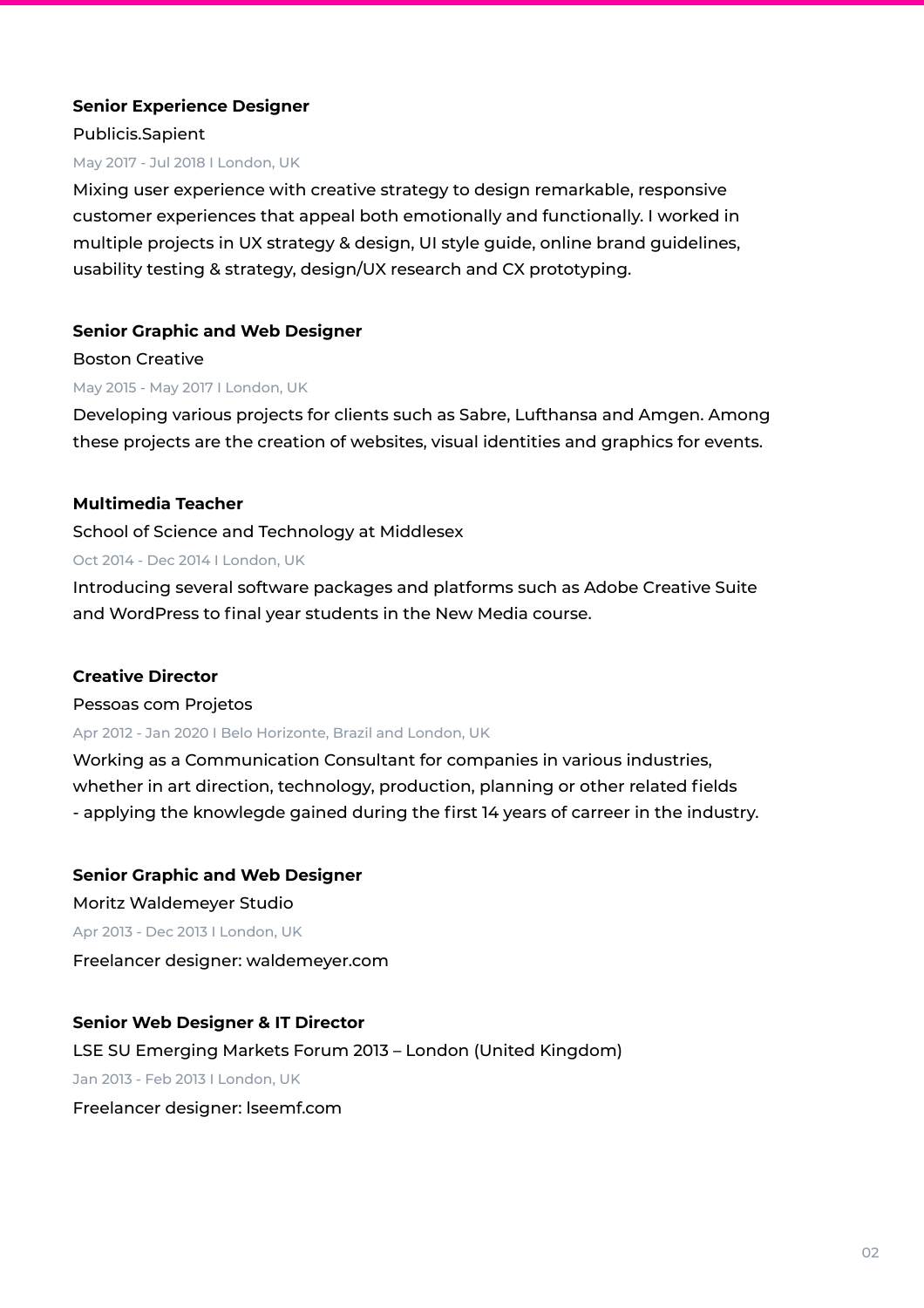**Senior Experience Designer**

Publicis.Sapient

May 2017 - Jul 2018 I London, UK

Mixing user experience with creative strategy to design remarkable, responsive customer experiences that appeal both emotionally and functionally. I worked in multiple projects in UX strategy & design, UI style guide, online brand guidelines, usability testing & strategy, design/UX research and CX prototyping.

**Senior Graphic and Web Designer**

Boston Creative

May 2015 - May 2017 I London, UK

Developing various projects for clients such as Sabre, Lufthansa and Amgen. Among these projects are the creation of websites, visual identities and graphics for events.

**Multimedia Teacher**

School of Science and Technology at Middlesex

Oct 2014 - Dec 2014 I London, UK

Introducing several software packages and platforms such as Adobe Creative Suite and WordPress to final year students in the New Media course.

**Creative Director**

Pessoas com Projetos

Apr 2012 - Jan 2020 I Belo Horizonte, Brazil and London, UK

Working as a Communication Consultant for companies in various industries, whether in art direction, technology, production, planning or other related fields - applying the knowlegde gained during the first 14 years of carreer in the industry.

**Senior Graphic and Web Designer**

Moritz Waldemeyer Studio

Apr 2013 - Dec 2013 I London, UK

Freelancer designer: waldemeyer.com

**Senior Web Designer & IT Director**

LSE SU Emerging Markets Forum 2013 – London (United Kingdom)

Jan 2013 - Feb 2013 I London, UK

Freelancer designer: lseemf.com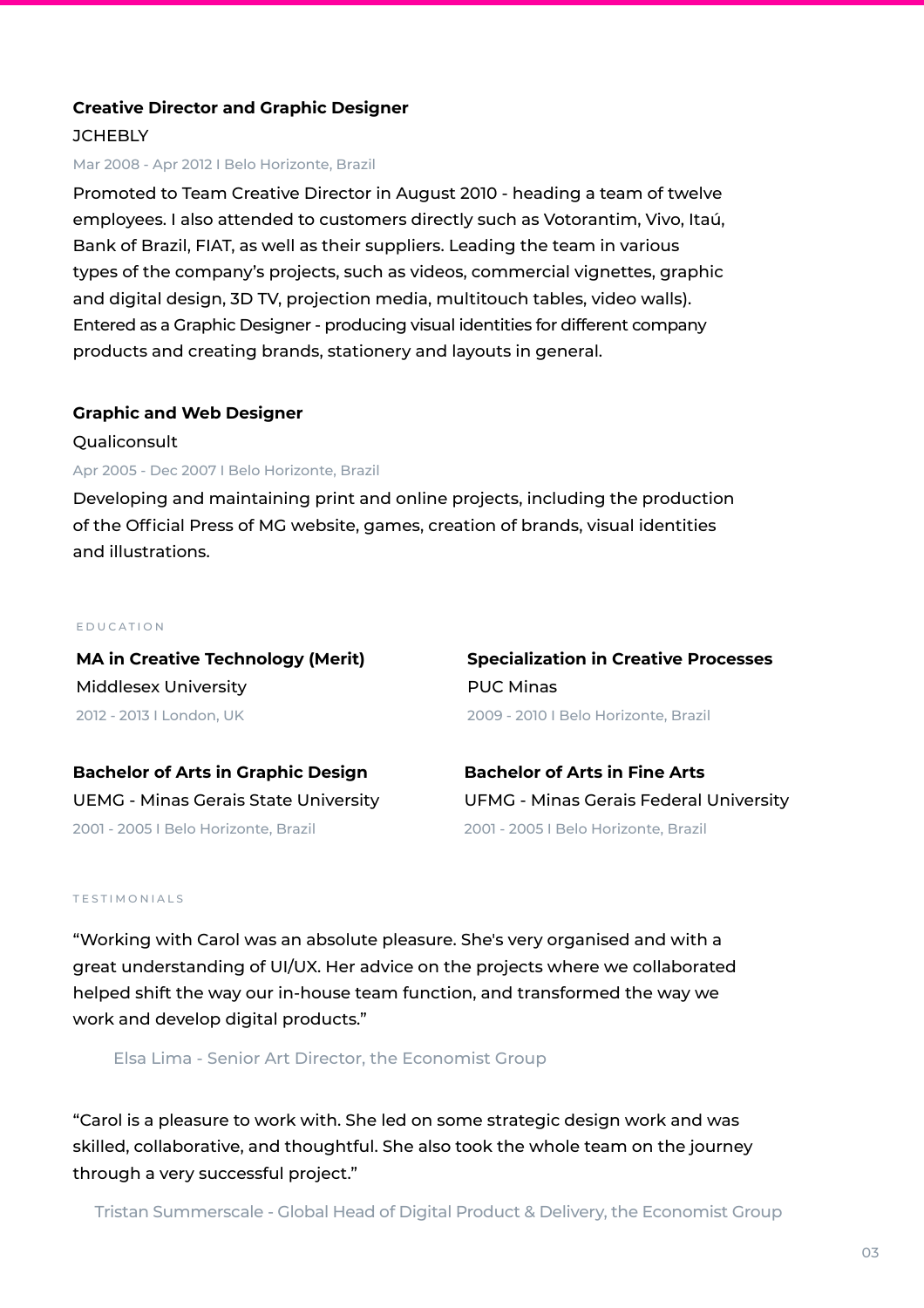### Creative Director and Graphic Designer

JCHEBLY

Mar 2008 - Apr 2012 I Belo Horizonte, Brazil

Promoted to Team Creative Director in August 2010 - heading a team of twelve employees. I also attended to customers directly such as Votorantim, Vivo, Itaú, Bank of Brazil, FIAT, as well as their suppliers. Leading the team in various types of the company's projects, such as videos, commercial vignettes, graphic and digital design, 3D TV, projection media, multitouch tables, video walls). Entered as a Graphic Designer - producing visual identities for different company products and creating brands, stationery and layouts in general.

### Graphic and Web Designer

Qualiconsult

Apr 2005 - Dec 2007 I Belo Horizonte, Brazil

Developing and maintaining print and online projects, including the production of the Official Press of MG website, games, creation of brands, visual identities and illustrations.

## EDUCATION

**MA in Creative Technology (Merit)**
Middlesex University
2012 - 2013 I London, UK

**Specialization in Creative Processes**
PUC Minas
2009 - 2010 I Belo Horizonte, Brazil

**Bachelor of Arts in Graphic Design**
UEMG - Minas Gerais State University
2001 - 2005 I Belo Horizonte, Brazil

**Bachelor of Arts in Fine Arts**
UFMG - Minas Gerais Federal University
2001 - 2005 I Belo Horizonte, Brazil

## TESTIMONIALS

"Working with Carol was an absolute pleasure. She's very organised and with a great understanding of UI/UX. Her advice on the projects where we collaborated helped shift the way our in-house team function, and transformed the way we work and develop digital products."

Elsa Lima - Senior Art Director, the Economist Group

"Carol is a pleasure to work with. She led on some strategic design work and was skilled, collaborative, and thoughtful. She also took the whole team on the journey through a very successful project."

Tristan Summerscale - Global Head of Digital Product & Delivery, the Economist Group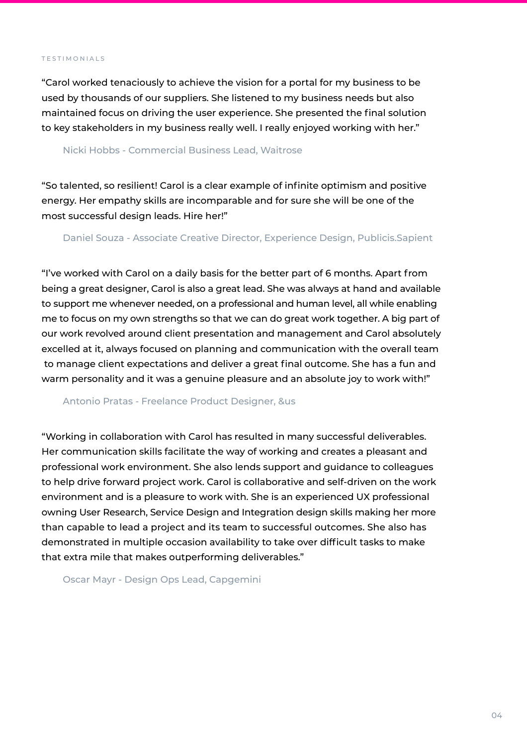TESTIMONIALS

“Carol worked tenaciously to achieve the vision for a portal for my business to be used by thousands of our suppliers. She listened to my business needs but also maintained focus on driving the user experience. She presented the final solution to key stakeholders in my business really well. I really enjoyed working with her.”

Nicki Hobbs - Commercial Business Lead, Waitrose

“So talented, so resilient! Carol is a clear example of infinite optimism and positive energy. Her empathy skills are incomparable and for sure she will be one of the most successful design leads. Hire her!”

Daniel Souza - Associate Creative Director, Experience Design, Publicis.Sapient

“I’ve worked with Carol on a daily basis for the better part of 6 months. Apart from being a great designer, Carol is also a great lead. She was always at hand and available to support me whenever needed, on a professional and human level, all while enabling me to focus on my own strengths so that we can do great work together. A big part of our work revolved around client presentation and management and Carol absolutely excelled at it, always focused on planning and communication with the overall team to manage client expectations and deliver a great final outcome. She has a fun and warm personality and it was a genuine pleasure and an absolute joy to work with!”

Antonio Pratas - Freelance Product Designer, &us

“Working in collaboration with Carol has resulted in many successful deliverables. Her communication skills facilitate the way of working and creates a pleasant and professional work environment. She also lends support and guidance to colleagues to help drive forward project work. Carol is collaborative and self-driven on the work environment and is a pleasure to work with. She is an experienced UX professional owning User Research, Service Design and Integration design skills making her more than capable to lead a project and its team to successful outcomes. She also has demonstrated in multiple occasion availability to take over difficult tasks to make that extra mile that makes outperforming deliverables.”

Oscar Mayr - Design Ops Lead, Capgemini